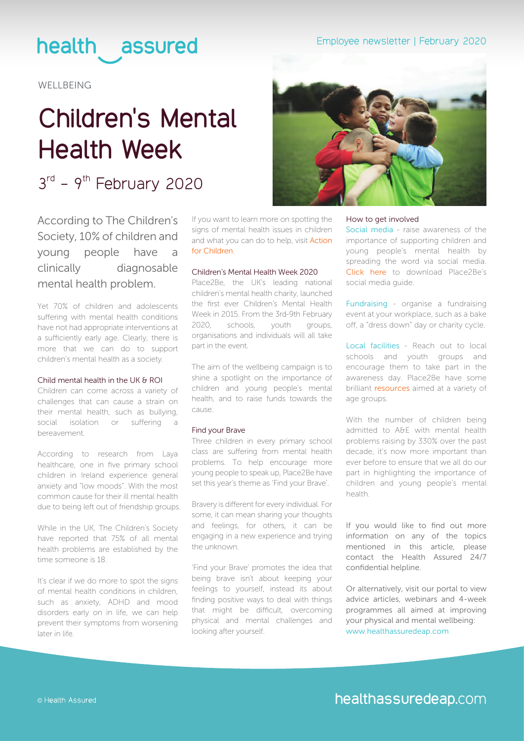health assured

Employee newsletter | February 2020

WELLBEING

# Children's Mental Health Week

## 3rd – 9th February 2020

According to The Children's Society, 10% of children and young people have a clinically diagnosable mental health problem.

Yet 70% of children and adolescents suffering with mental health conditions have not had appropriate interventions at a sufficiently early age. Clearly, there is more that we can do to support children's mental health as a society.

### Child mental health in the UK & ROI

Children can come across a variety of challenges that can cause a strain on their mental health, such as bullying, social isolation or suffering a bereavement.

According to research from Laya healthcare, one in five primary school children in Ireland experience general anxiety and "low moods". With the most common cause for their ill mental health due to being left out of friendship groups.

While in the UK, The Children's Society have reported that 75% of all mental health problems are established by the time someone is 18.

It's clear if we do more to spot the signs of mental health conditions in children, such as anxiety, ADHD and mood disorders early on in life, we can help prevent their symptoms from worsening later in life.

If you want to learn more on spotting the signs of mental health issues in children and what you can do to help, visit Action for Children.

### Children's Mental Health Week 2020

Place2Be, the UK's leading national children's mental health charity, launched the first ever Children's Mental Health Week in 2015. From the 3rd-9th February 2020, schools, youth groups, organisations and individuals will all take part in the event.

The aim of the wellbeing campaign is to shine a spotlight on the importance of children and young people's mental health, and to raise funds towards the cause.

### Find your Brave

Three children in every primary school class are suffering from mental health problems. To help encourage more young people to speak up, Place2Be have set this year's theme as 'Find your Brave'.

Bravery is different for every individual. For some, it can mean sharing your thoughts and feelings, for others, it can be engaging in a new experience and trying the unknown.

'Find your Brave' promotes the idea that being brave isn't about keeping your feelings to yourself, instead its about finding positive ways to deal with things that might be difficult, overcoming physical and mental challenges and looking after yourself.

### How to get involved

Social media - raise awareness of the importance of supporting children and young people's mental health by spreading the word via social media. Click here to download Place2Be's social media guide.

Fundraising - organise a fundraising event at your workplace, such as a bake off, a "dress down" day or charity cycle.

Local facilities - Reach out to local schools and youth groups and encourage them to take part in the awareness day. Place2Be have some brilliant resources aimed at a variety of age groups.

With the number of children being admitted to A&E with mental health problems raising by 330% over the past decade, it's now more important than ever before to ensure that we all do our part in highlighting the importance of children and young people's mental health.

If you would like to find out more information on any of the topics mentioned in this article, please contact the Health Assured 24/7 confidential helpline.

Or alternatively, visit our portal to view advice articles, webinars and 4-week programmes all aimed at improving your physical and mental wellbeing: www.healthassuredeap.com

© Health Assured

healthassuredeap.com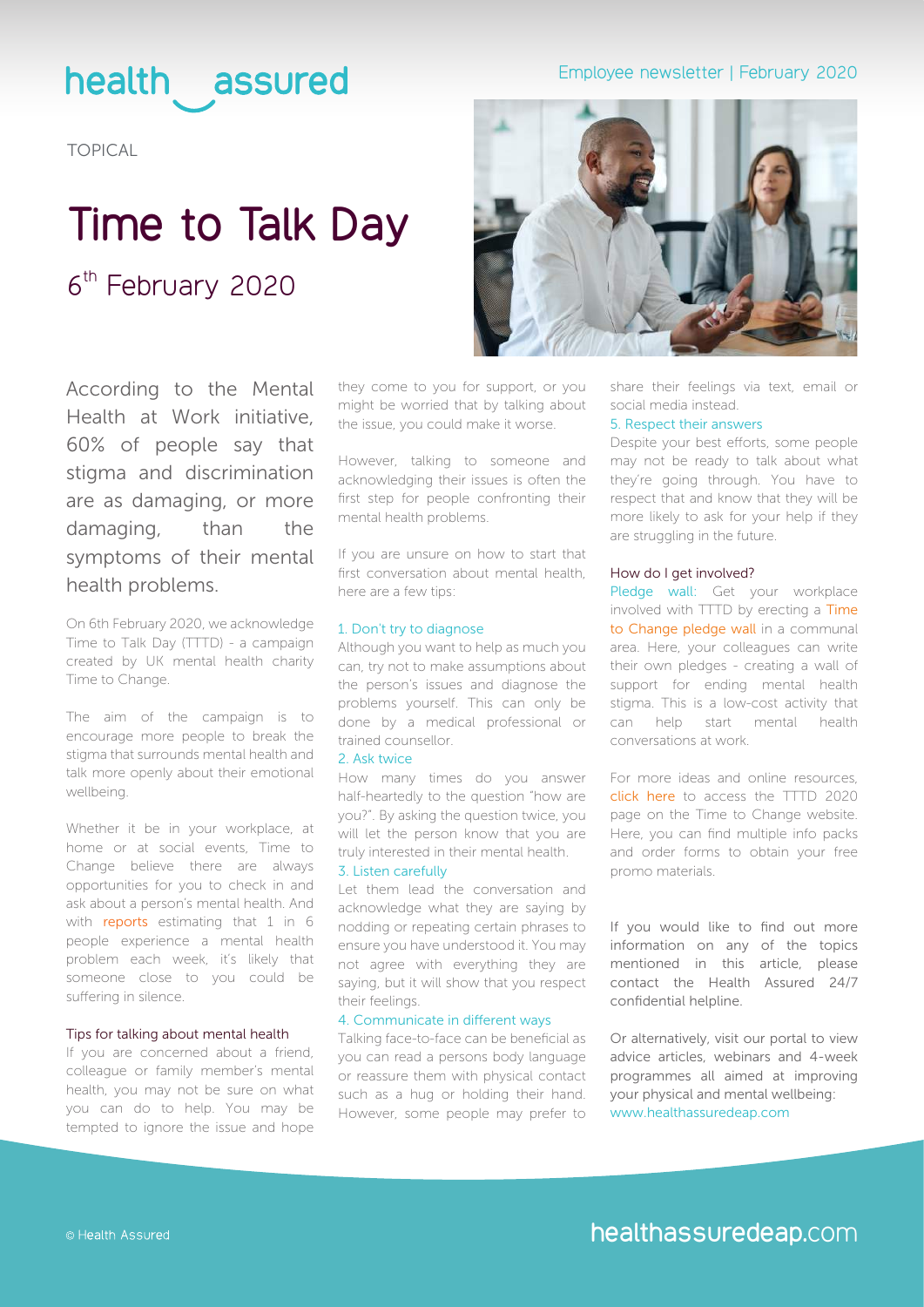health assured

Employee newsletter | February 2020

TOPICAL

# Time to Talk Day

## 6th February 2020

According to the Mental Health at Work initiative, 60% of people say that stigma and discrimination are as damaging, or more damaging, than the symptoms of their mental health problems.

On 6th February 2020, we acknowledge Time to Talk Day (TTTD) - a campaign created by UK mental health charity Time to Change.

The aim of the campaign is to encourage more people to break the stigma that surrounds mental health and talk more openly about their emotional wellbeing.

Whether it be in your workplace, at home or at social events, Time to Change believe there are always opportunities for you to check in and ask about a person's mental health. And with reports estimating that 1 in 6 people experience a mental health problem each week, it's likely that someone close to you could be suffering in silence.

### Tips for talking about mental health

If you are concerned about a friend, colleague or family member's mental health, you may not be sure on what you can do to help. You may be tempted to ignore the issue and hope they come to you for support, or you might be worried that by talking about the issue, you could make it worse.

However, talking to someone and acknowledging their issues is often the first step for people confronting their mental health problems.

If you are unsure on how to start that first conversation about mental health, here are a few tips:

**1. Don't try to diagnose**
Although you want to help as much you can, try not to make assumptions about the person's issues and diagnose the problems yourself. This can only be done by a medical professional or trained counsellor.

**2. Ask twice**
How many times do you answer half-heartedly to the question "how are you?". By asking the question twice, you will let the person know that you are truly interested in their mental health.

**3. Listen carefully**
Let them lead the conversation and acknowledge what they are saying by nodding or repeating certain phrases to ensure you have understood it. You may not agree with everything they are saying, but it will show that you respect their feelings.

**4. Communicate in different ways**
Talking face-to-face can be beneficial as you can read a persons body language or reassure them with physical contact such as a hug or holding their hand. However, some people may prefer to share their feelings via text, email or social media instead.

**5. Respect their answers**
Despite your best efforts, some people may not be ready to talk about what they're going through. You have to respect that and know that they will be more likely to ask for your help if they are struggling in the future.

### How do I get involved?

Pledge wall: Get your workplace involved with TTTD by erecting a Time to Change pledge wall in a communal area. Here, your colleagues can write their own pledges - creating a wall of support for ending mental health stigma. This is a low-cost activity that can help start mental health conversations at work.

For more ideas and online resources, click here to access the TTTD 2020 page on the Time to Change website. Here, you can find multiple info packs and order forms to obtain your free promo materials.

If you would like to find out more information on any of the topics mentioned in this article, please contact the Health Assured 24/7 confidential helpline.

Or alternatively, visit our portal to view advice articles, webinars and 4-week programmes all aimed at improving your physical and mental wellbeing: www.healthassuredeap.com

© Health Assured

healthassuredeap.com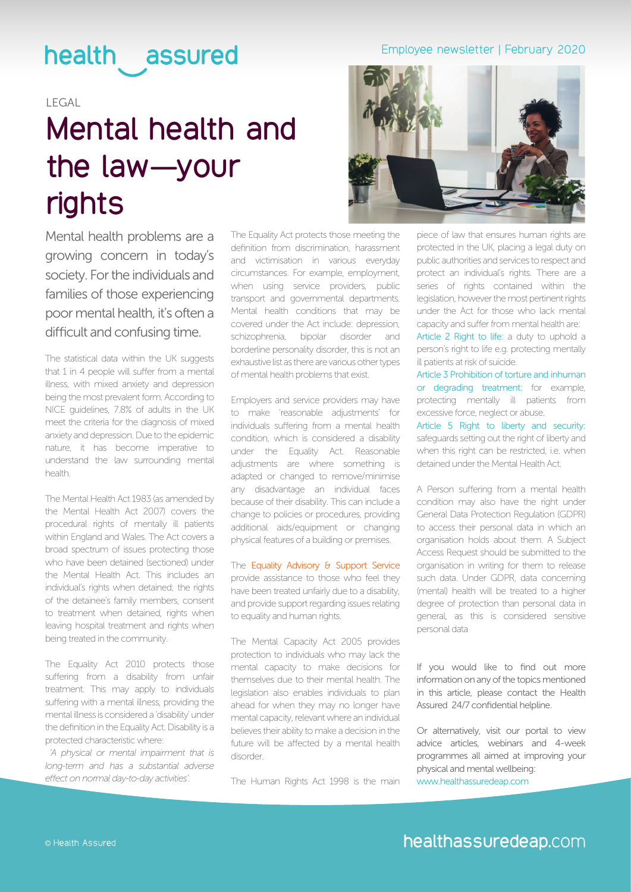health assured

Employee newsletter | February 2020

LEGAL

# Mental health and the law—your rights

Mental health problems are a growing concern in today's society. For the individuals and families of those experiencing poor mental health, it's often a difficult and confusing time.

The statistical data within the UK suggests that 1 in 4 people will suffer from a mental illness, with mixed anxiety and depression being the most prevalent form. According to NICE guidelines, 7.8% of adults in the UK meet the criteria for the diagnosis of mixed anxiety and depression. Due to the epidemic nature, it has become imperative to understand the law surrounding mental health.

The Mental Health Act 1983 (as amended by the Mental Health Act 2007) covers the procedural rights of mentally ill patients within England and Wales. The Act covers a broad spectrum of issues protecting those who have been detained (sectioned) under the Mental Health Act. This includes an individual's rights when detained; the rights of the detainee's family members, consent to treatment when detained, rights when leaving hospital treatment and rights when being treated in the community.

The Equality Act 2010 protects those suffering from a disability from unfair treatment. This may apply to individuals suffering with a mental illness, providing the mental illness is considered a 'disability' under the definition in the Equality Act. Disability is a protected characteristic where:

*'A physical or mental impairment that is long-term and has a substantial adverse effect on normal day-to-day activities'.*

The Equality Act protects those meeting the definition from discrimination, harassment and victimisation in various everyday circumstances. For example, employment, when using service providers, public transport and governmental departments. Mental health conditions that may be covered under the Act include: depression, schizophrenia, bipolar disorder and borderline personality disorder, this is not an exhaustive list as there are various other types of mental health problems that exist.

Employers and service providers may have to make 'reasonable adjustments' for individuals suffering from a mental health condition, which is considered a disability under the Equality Act. Reasonable adjustments are where something is adapted or changed to remove/minimise any disadvantage an individual faces because of their disability. This can include a change to policies or procedures, providing additional aids/equipment or changing physical features of a building or premises.

The Equality Advisory & Support Service provide assistance to those who feel they have been treated unfairly due to a disability, and provide support regarding issues relating to equality and human rights.

The Mental Capacity Act 2005 provides protection to individuals who may lack the mental capacity to make decisions for themselves due to their mental health. The legislation also enables individuals to plan ahead for when they may no longer have mental capacity, relevant where an individual believes their ability to make a decision in the future will be affected by a mental health disorder.

The Human Rights Act 1998 is the main piece of law that ensures human rights are protected in the UK, placing a legal duty on public authorities and services to respect and protect an individual's rights. There are a series of rights contained within the legislation, however the most pertinent rights under the Act for those who lack mental capacity and suffer from mental health are:

Article 2 Right to life: a duty to uphold a person's right to life e.g. protecting mentally ill patients at risk of suicide.

Article 3 Prohibition of torture and inhuman or degrading treatment: for example, protecting mentally ill patients from excessive force, neglect or abuse.

Article 5 Right to liberty and security: safeguards setting out the right of liberty and when this right can be restricted, i.e. when detained under the Mental Health Act.

A Person suffering from a mental health condition may also have the right under General Data Protection Regulation (GDPR) to access their personal data in which an organisation holds about them. A Subject Access Request should be submitted to the organisation in writing for them to release such data. Under GDPR, data concerning (mental) health will be treated to a higher degree of protection than personal data in general, as this is considered sensitive personal data

If you would like to find out more information on any of the topics mentioned in this article, please contact the Health Assured 24/7 confidential helpline.

Or alternatively, visit our portal to view advice articles, webinars and 4-week programmes all aimed at improving your physical and mental wellbeing: www.healthassuredeap.com

© Health Assured

healthassuredeap.com